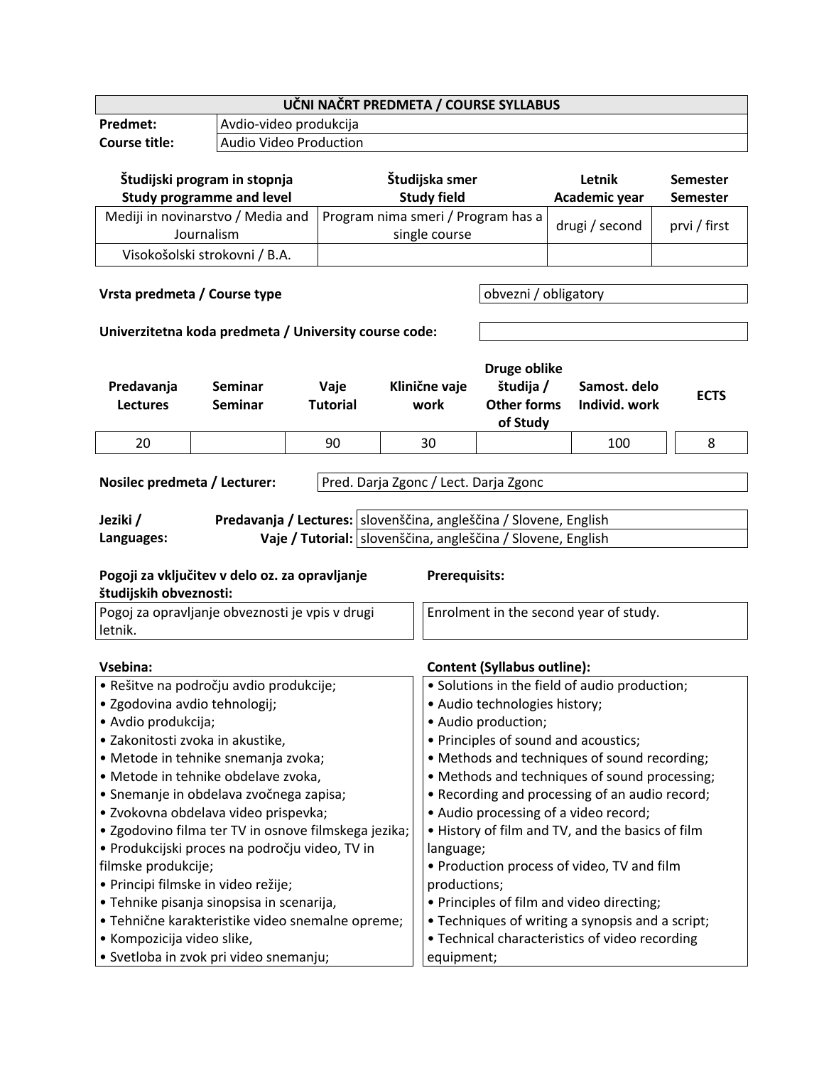# UČNI NAČRT PREDMETA / COURSE SYLLABUS

| | |
|---|---|
| **Predmet:** | Avdio-video produkcija |
| **Course title:** | Audio Video Production |

| Študijski program in stopnja Study programme and level | Študijska smer Study field | Letnik Academic year | Semester Semester |
|---|---|---|---|
| Mediji in novinarstvo / Media and Journalism | Program nima smeri / Program has a single course | drugi / second | prvi / first |
| Visokošolski strokovni / B.A. | | | |

| | |
|---|---|
| **Vrsta predmeta / Course type** | obvezni / obligatory |
| **Univerzitetna koda predmeta / University course code:** | |

| Predavanja Lectures | Seminar Seminar | Vaje Tutorial | Klinične vaje work | Druge oblike študija / Other forms of Study | Samost. delo Individ. work | ECTS |
|---|---|---|---|---|---|---|
| 20 | | 90 | 30 | | 100 | 8 |

| | |
|---|---|
| **Nosilec predmeta / Lecturer:** | Pred. Darja Zgonc / Lect. Darja Zgonc |

| | | |
|---|---|---|
| **Jeziki / Languages:** | **Predavanja / Lectures:** | slovenščina, angleščina / Slovene, English |
| | **Vaje / Tutorial:** | slovenščina, angleščina / Slovene, English |

| **Pogoji za vključitev v delo oz. za opravljanje študijskih obveznosti:** | **Prerequisits:** |
|---|---|
| Pogoj za opravljanje obveznosti je vpis v drugi letnik. | Enrolment in the second year of study. |

**Vsebina:**

- Rešitve na področju avdio produkcije;
- Zgodovina avdio tehnologij;
- Avdio produkcija;
- Zakonitosti zvoka in akustike,
- Metode in tehnike snemanja zvoka;
- Metode in tehnike obdelave zvoka,
- Snemanje in obdelava zvočnega zapisa;
- Zvokovna obdelava video prispevka;
- Zgodovino filma ter TV in osnove filmskega jezika;
- Produkcijski proces na področju video, TV in filmske produkcije;
- Principi filmske in video režije;
- Tehnike pisanja sinopsisa in scenarija,
- Tehnične karakteristike video snemalne opreme;
- Kompozicija video slike,
- Svetloba in zvok pri video snemanju;

**Content (Syllabus outline):**

- Solutions in the field of audio production;
- Audio technologies history;
- Audio production;
- Principles of sound and acoustics;
- Methods and techniques of sound recording;
- Methods and techniques of sound processing;
- Recording and processing of an audio record;
- Audio processing of a video record;
- History of film and TV, and the basics of film language;
- Production process of video, TV and film productions;
- Principles of film and video directing;
- Techniques of writing a synopsis and a script;
- Technical characteristics of video recording equipment;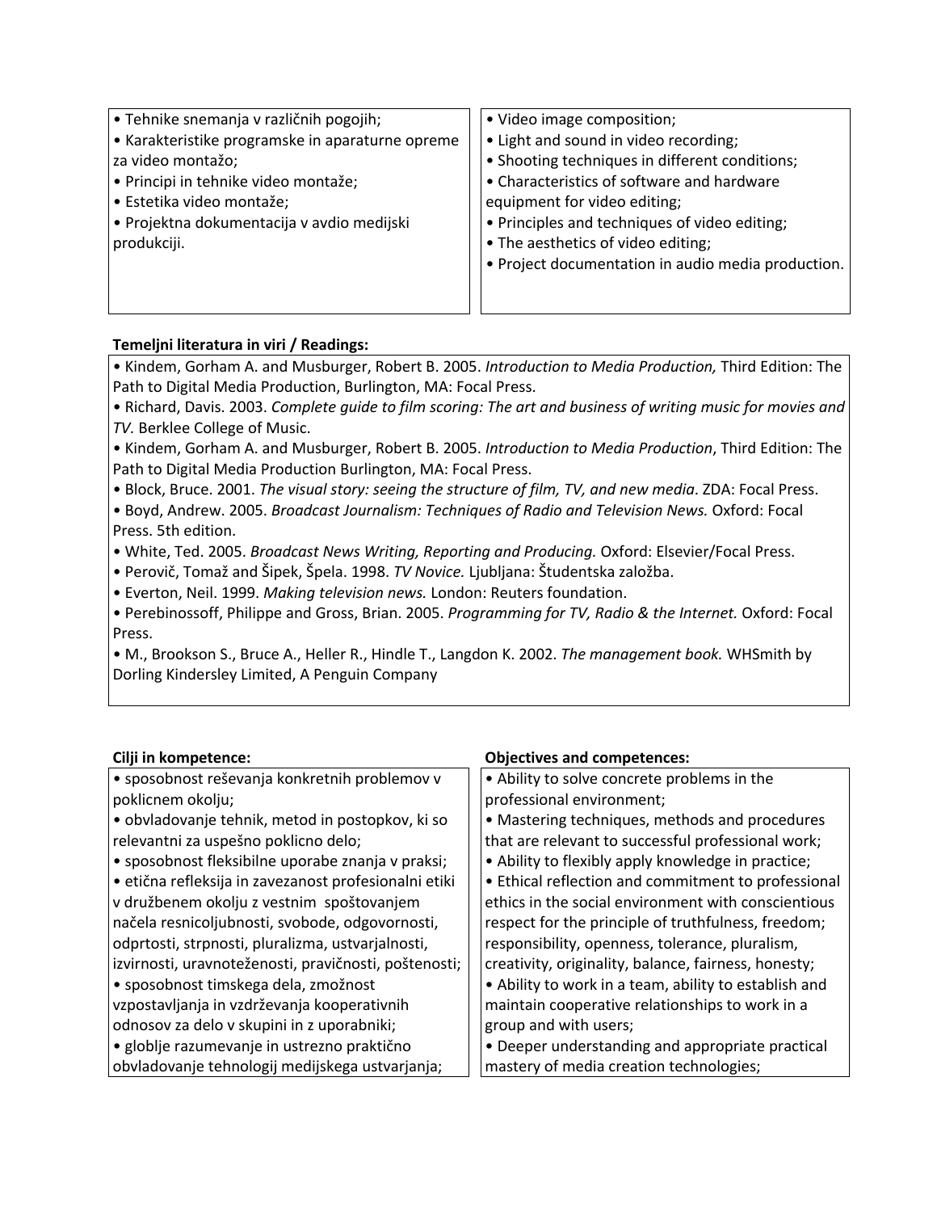| | |
|---|---|
| • Tehnike snemanja v različnih pogojih;<br>• Karakteristike programske in aparaturne opreme za video montažo;<br>• Principi in tehnike video montaže;<br>• Estetika video montaže;<br>• Projektna dokumentacija v avdio medijski produkciji. | • Video image composition;<br>• Light and sound in video recording;<br>• Shooting techniques in different conditions;<br>• Characteristics of software and hardware equipment for video editing;<br>• Principles and techniques of video editing;<br>• The aesthetics of video editing;<br>• Project documentation in audio media production. |

**Temeljni literatura in viri / Readings:**

- Kindem, Gorham A. and Musburger, Robert B. 2005. *Introduction to Media Production,* Third Edition: The Path to Digital Media Production, Burlington, MA: Focal Press.
- Richard, Davis. 2003. *Complete guide to film scoring: The art and business of writing music for movies and TV.* Berklee College of Music.
- Kindem, Gorham A. and Musburger, Robert B. 2005. *Introduction to Media Production*, Third Edition: The Path to Digital Media Production Burlington, MA: Focal Press.
- Block, Bruce. 2001. *The visual story: seeing the structure of film, TV, and new media*. ZDA: Focal Press.
- Boyd, Andrew. 2005. *Broadcast Journalism: Techniques of Radio and Television News.* Oxford: Focal Press. 5th edition.
- White, Ted. 2005. *Broadcast News Writing, Reporting and Producing.* Oxford: Elsevier/Focal Press.
- Perovič, Tomaž and Šipek, Špela. 1998. *TV Novice.* Ljubljana: Študentska založba.
- Everton, Neil. 1999. *Making television news.* London: Reuters foundation.
- Perebinossoff, Philippe and Gross, Brian. 2005. *Programming for TV, Radio & the Internet.* Oxford: Focal Press.
- M., Brookson S., Bruce A., Heller R., Hindle T., Langdon K. 2002. *The management book.* WHSmith by Dorling Kindersley Limited, A Penguin Company

| **Cilji in kompetence:** | **Objectives and competences:** |
|---|---|
| • sposobnost reševanja konkretnih problemov v poklicnem okolju;<br>• obvladovanje tehnik, metod in postopkov, ki so relevantni za uspešno poklicno delo;<br>• sposobnost fleksibilne uporabe znanja v praksi;<br>• etična refleksija in zavezanost profesionalni etiki v družbenem okolju z vestnim spoštovanjem načela resnicoljubnosti, svobode, odgovornosti, odprtosti, strpnosti, pluralizma, ustvarjalnosti, izvirnosti, uravnoteženosti, pravičnosti, poštenosti;<br>• sposobnost timskega dela, zmožnost vzpostavljanja in vzdrževanja kooperativnih odnosov za delo v skupini in z uporabniki;<br>• globlje razumevanje in ustrezno praktično obvladovanje tehnologij medijskega ustvarjanja; | • Ability to solve concrete problems in the professional environment;<br>• Mastering techniques, methods and procedures that are relevant to successful professional work;<br>• Ability to flexibly apply knowledge in practice;<br>• Ethical reflection and commitment to professional ethics in the social environment with conscientious respect for the principle of truthfulness, freedom; responsibility, openness, tolerance, pluralism, creativity, originality, balance, fairness, honesty;<br>• Ability to work in a team, ability to establish and maintain cooperative relationships to work in a group and with users;<br>• Deeper understanding and appropriate practical mastery of media creation technologies; |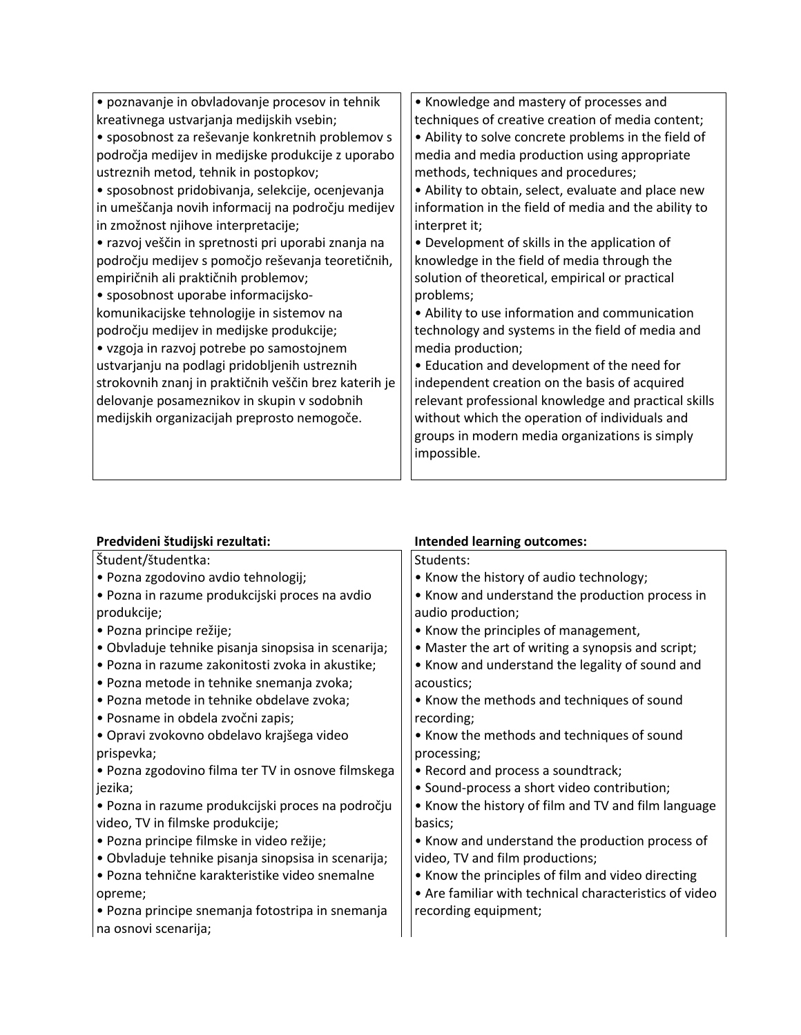| | |
|---|---|
| • poznavanje in obvladovanje procesov in tehnik kreativnega ustvarjanja medijskih vsebin;<br>• sposobnost za reševanje konkretnih problemov s področja medijev in medijske produkcije z uporabo ustreznih metod, tehnik in postopkov;<br>• sposobnost pridobivanja, selekcije, ocenjevanja in umeščanja novih informacij na področju medijev in zmožnost njihove interpretacije;<br>• razvoj veščin in spretnosti pri uporabi znanja na področju medijev s pomočjo reševanja teoretičnih, empiričnih ali praktičnih problemov;<br>• sposobnost uporabe informacijsko-komunikacijske tehnologije in sistemov na področju medijev in medijske produkcije;<br>• vzgoja in razvoj potrebe po samostojnem ustvarjanju na podlagi pridobljenih ustreznih strokovnih znanj in praktičnih veščin brez katerih je delovanje posameznikov in skupin v sodobnih medijskih organizacijah preprosto nemogoče. | • Knowledge and mastery of processes and techniques of creative creation of media content;<br>• Ability to solve concrete problems in the field of media and media production using appropriate methods, techniques and procedures;<br>• Ability to obtain, select, evaluate and place new information in the field of media and the ability to interpret it;<br>• Development of skills in the application of knowledge in the field of media through the solution of theoretical, empirical or practical problems;<br>• Ability to use information and communication technology and systems in the field of media and media production;<br>• Education and development of the need for independent creation on the basis of acquired relevant professional knowledge and practical skills without which the operation of individuals and groups in modern media organizations is simply impossible. |

| **Predvideni študijski rezultati:** | **Intended learning outcomes:** |
|---|---|
| Študent/študentka:<br>• Pozna zgodovino avdio tehnologij;<br>• Pozna in razume produkcijski proces na avdio produkcije;<br>• Pozna principe režije;<br>• Obvladuje tehnike pisanja sinopsisa in scenarija;<br>• Pozna in razume zakonitosti zvoka in akustike;<br>• Pozna metode in tehnike snemanja zvoka;<br>• Pozna metode in tehnike obdelave zvoka;<br>• Posname in obdela zvočni zapis;<br>• Opravi zvokovno obdelavo krajšega video prispevka;<br>• Pozna zgodovino filma ter TV in osnove filmskega jezika;<br>• Pozna in razume produkcijski proces na področju video, TV in filmske produkcije;<br>• Pozna principe filmske in video režije;<br>• Obvladuje tehnike pisanja sinopsisa in scenarija;<br>• Pozna tehnične karakteristike video snemalne opreme;<br>• Pozna principe snemanja fotostripa in snemanja na osnovi scenarija; | Students:<br>• Know the history of audio technology;<br>• Know and understand the production process in audio production;<br>• Know the principles of management,<br>• Master the art of writing a synopsis and script;<br>• Know and understand the legality of sound and acoustics;<br>• Know the methods and techniques of sound recording;<br>• Know the methods and techniques of sound processing;<br>• Record and process a soundtrack;<br>• Sound-process a short video contribution;<br>• Know the history of film and TV and film language basics;<br>• Know and understand the production process of video, TV and film productions;<br>• Know the principles of film and video directing<br>• Are familiar with technical characteristics of video recording equipment; |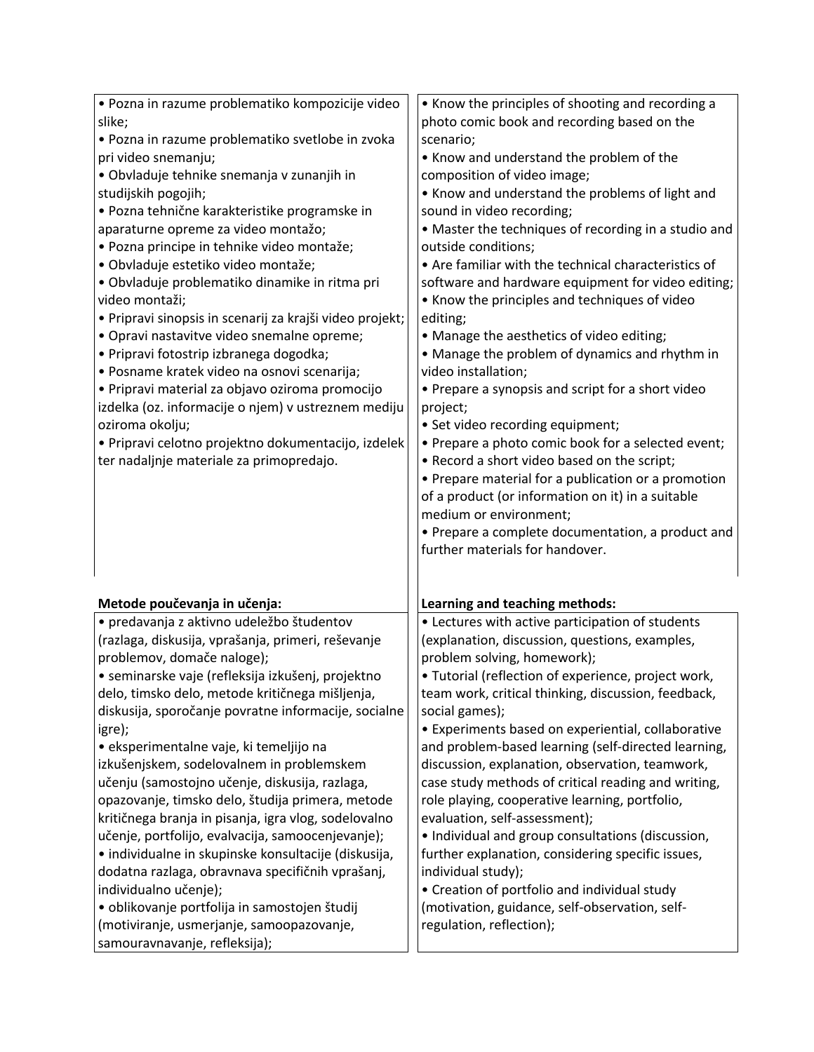| | |
|---|---|
| • Pozna in razume problematiko kompozicije video slike;<br>• Pozna in razume problematiko svetlobe in zvoka pri video snemanju;<br>• Obvladuje tehnike snemanja v zunanjih in studijskih pogojih;<br>• Pozna tehnične karakteristike programske in aparaturne opreme za video montažo;<br>• Pozna principe in tehnike video montaže;<br>• Obvladuje estetiko video montaže;<br>• Obvladuje problematiko dinamike in ritma pri video montaži;<br>• Pripravi sinopsis in scenarij za krajši video projekt;<br>• Opravi nastavitve video snemalne opreme;<br>• Pripravi fotostrip izbranega dogodka;<br>• Posname kratek video na osnovi scenarija;<br>• Pripravi material za objavo oziroma promocijo izdelka (oz. informacije o njem) v ustreznem mediju oziroma okolju;<br>• Pripravi celotno projektno dokumentacijo, izdelek ter nadaljnje materiale za primopredajo. | • Know the principles of shooting and recording a photo comic book and recording based on the scenario;<br>• Know and understand the problem of the composition of video image;<br>• Know and understand the problems of light and sound in video recording;<br>• Master the techniques of recording in a studio and outside conditions;<br>• Are familiar with the technical characteristics of software and hardware equipment for video editing;<br>• Know the principles and techniques of video editing;<br>• Manage the aesthetics of video editing;<br>• Manage the problem of dynamics and rhythm in video installation;<br>• Prepare a synopsis and script for a short video project;<br>• Set video recording equipment;<br>• Prepare a photo comic book for a selected event;<br>• Record a short video based on the script;<br>• Prepare material for a publication or a promotion of a product (or information on it) in a suitable medium or environment;<br>• Prepare a complete documentation, a product and further materials for handover. |

| **Metode poučevanja in učenja:** | **Learning and teaching methods:** |
|---|---|
| • predavanja z aktivno udeležbo študentov (razlaga, diskusija, vprašanja, primeri, reševanje problemov, domače naloge);<br>• seminarske vaje (refleksija izkušenj, projektno delo, timsko delo, metode kritičnega mišljenja, diskusija, sporočanje povratne informacije, socialne igre);<br>• eksperimentalne vaje, ki temeljijo na izkušenjskem, sodelovalnem in problemskem učenju (samostojno učenje, diskusija, razlaga, opazovanje, timsko delo, študija primera, metode kritičnega branja in pisanja, igra vlog, sodelovalno učenje, portfolijo, evalvacija, samoocenjevanje);<br>• individualne in skupinske konsultacije (diskusija, dodatna razlaga, obravnava specifičnih vprašanj, individualno učenje);<br>• oblikovanje portfolija in samostojen študij (motiviranje, usmerjanje, samoopazovanje, samouravnavanje, refleksija); | • Lectures with active participation of students (explanation, discussion, questions, examples, problem solving, homework);<br>• Tutorial (reflection of experience, project work, team work, critical thinking, discussion, feedback, social games);<br>• Experiments based on experiential, collaborative and problem-based learning (self-directed learning, discussion, explanation, observation, teamwork, case study methods of critical reading and writing, role playing, cooperative learning, portfolio, evaluation, self-assessment);<br>• Individual and group consultations (discussion, further explanation, considering specific issues, individual study);<br>• Creation of portfolio and individual study (motivation, guidance, self-observation, self-regulation, reflection); |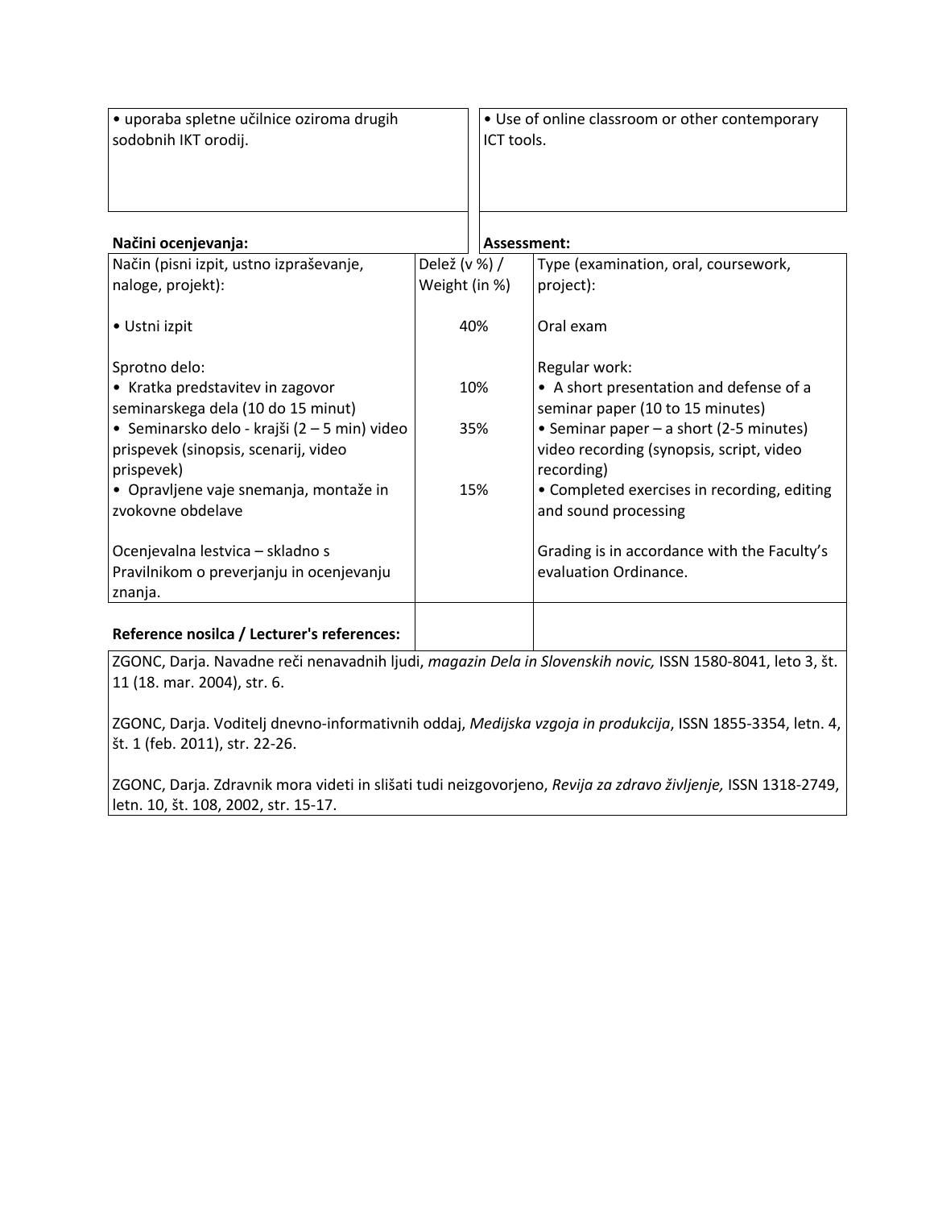| | |
|---|---|
| • uporaba spletne učilnice oziroma drugih sodobnih IKT orodij. | • Use of online classroom or other contemporary ICT tools. |

**Načini ocenjevanja:** | **Assessment:**

| Način (pisni izpit, ustno izpraševanje, naloge, projekt): | Delež (v %) / Weight (in %) | Type (examination, oral, coursework, project): |
|---|---|---|
| • Ustni izpit | 40% | Oral exam |
| Sprotno delo: | | Regular work: |
| • Kratka predstavitev in zagovor seminarskega dela (10 do 15 minut) | 10% | • A short presentation and defense of a seminar paper (10 to 15 minutes) |
| • Seminarsko delo - krajši (2 – 5 min) video prispevek (sinopsis, scenarij, video prispevek) | 35% | • Seminar paper – a short (2-5 minutes) video recording (synopsis, script, video recording) |
| • Opravljene vaje snemanja, montaže in zvokovne obdelave | 15% | • Completed exercises in recording, editing and sound processing |
| Ocenjevalna lestvica – skladno s Pravilnikom o preverjanju in ocenjevanju znanja. | | Grading is in accordance with the Faculty's evaluation Ordinance. |

**Reference nosilca / Lecturer's references:**

ZGONC, Darja. Navadne reči nenavadnih ljudi, *magazin Dela in Slovenskih novic,* ISSN 1580-8041, leto 3, št. 11 (18. mar. 2004), str. 6.

ZGONC, Darja. Voditelj dnevno-informativnih oddaj, *Medijska vzgoja in produkcija*, ISSN 1855-3354, letn. 4, št. 1 (feb. 2011), str. 22-26.

ZGONC, Darja. Zdravnik mora videti in slišati tudi neizgovorjeno, *Revija za zdravo življenje,* ISSN 1318-2749, letn. 10, št. 108, 2002, str. 15-17.